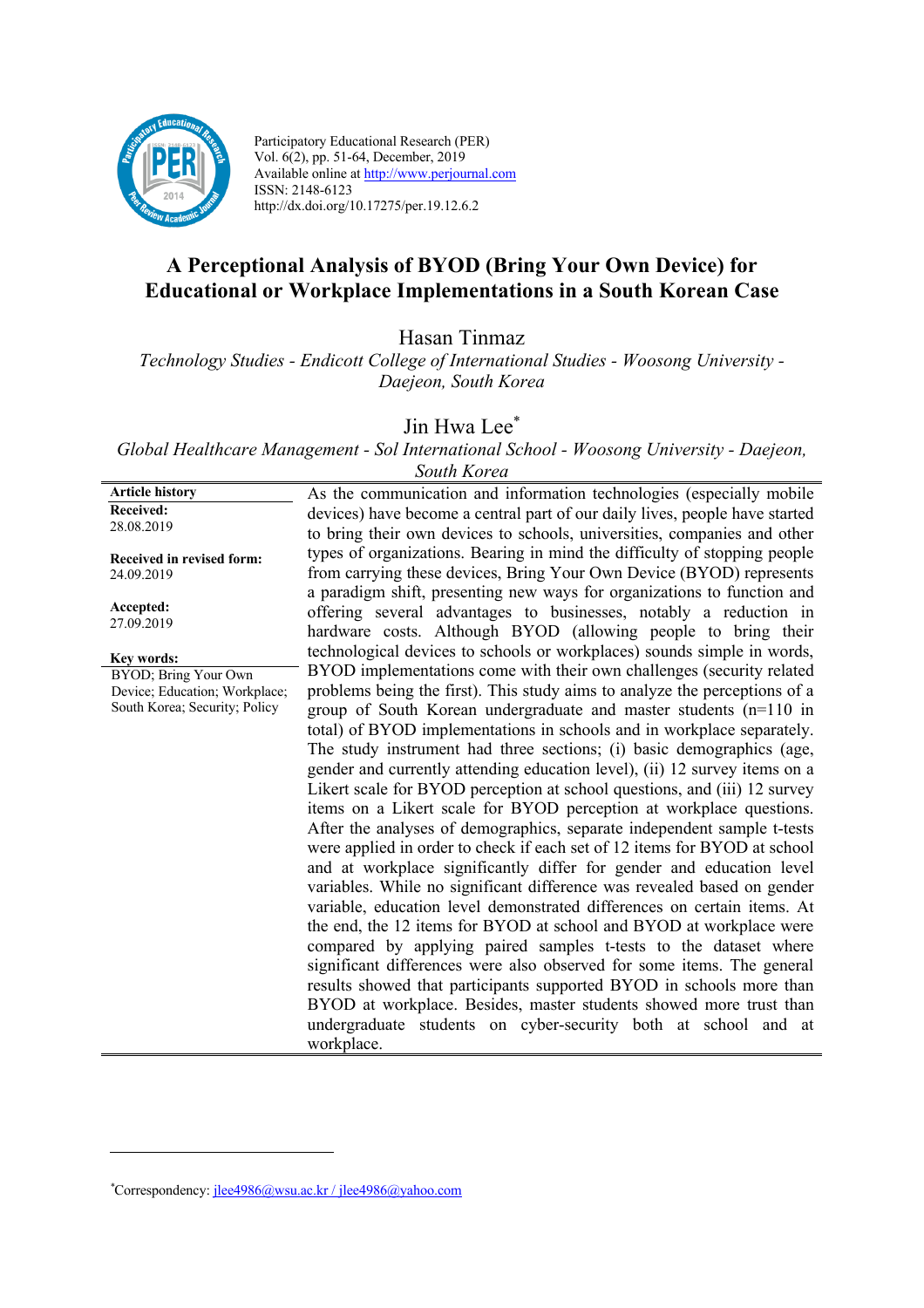Participatory Educational Research (PER)
Vol. 6(2), pp. 51-64, December, 2019
Available online at http://www.perjournal.com
ISSN: 2148-6123
http://dx.doi.org/10.17275/per.19.12.6.2

# A Perceptional Analysis of BYOD (Bring Your Own Device) for Educational or Workplace Implementations in a South Korean Case

Hasan Tinmaz

*Technology Studies - Endicott College of International Studies - Woosong University - Daejeon, South Korea*

Jin Hwa Lee*

*Global Healthcare Management - Sol International School - Woosong University - Daejeon, South Korea*

**Article history**

**Received:**
28.08.2019

**Received in revised form:**
24.09.2019

**Accepted:**
27.09.2019

**Key words:**
BYOD; Bring Your Own Device; Education; Workplace; South Korea; Security; Policy

As the communication and information technologies (especially mobile devices) have become a central part of our daily lives, people have started to bring their own devices to schools, universities, companies and other types of organizations. Bearing in mind the difficulty of stopping people from carrying these devices, Bring Your Own Device (BYOD) represents a paradigm shift, presenting new ways for organizations to function and offering several advantages to businesses, notably a reduction in hardware costs. Although BYOD (allowing people to bring their technological devices to schools or workplaces) sounds simple in words, BYOD implementations come with their own challenges (security related problems being the first). This study aims to analyze the perceptions of a group of South Korean undergraduate and master students (n=110 in total) of BYOD implementations in schools and in workplace separately. The study instrument had three sections; (i) basic demographics (age, gender and currently attending education level), (ii) 12 survey items on a Likert scale for BYOD perception at school questions, and (iii) 12 survey items on a Likert scale for BYOD perception at workplace questions. After the analyses of demographics, separate independent sample t-tests were applied in order to check if each set of 12 items for BYOD at school and at workplace significantly differ for gender and education level variables. While no significant difference was revealed based on gender variable, education level demonstrated differences on certain items. At the end, the 12 items for BYOD at school and BYOD at workplace were compared by applying paired samples t-tests to the dataset where significant differences were also observed for some items. The general results showed that participants supported BYOD in schools more than BYOD at workplace. Besides, master students showed more trust than undergraduate students on cyber-security both at school and at workplace.

---

*Correspondency: jlee4986@wsu.ac.kr / jlee4986@yahoo.com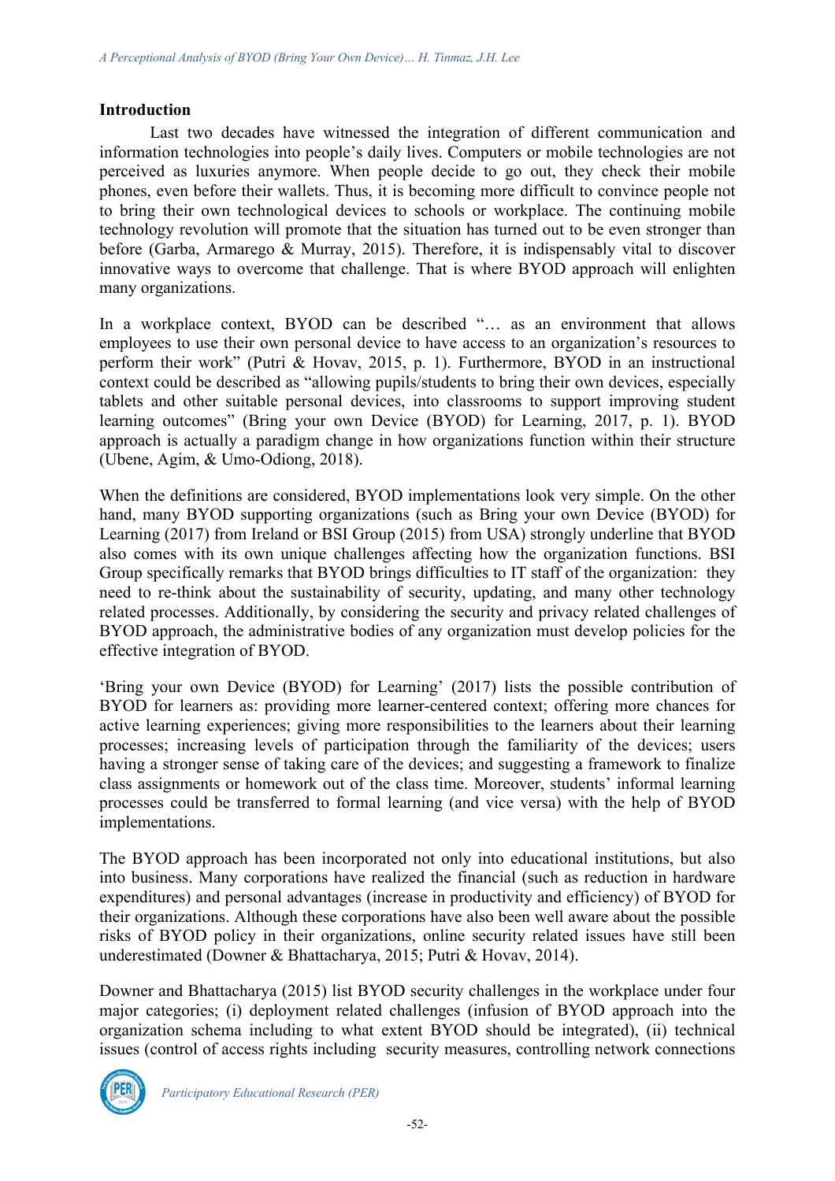## Introduction

Last two decades have witnessed the integration of different communication and information technologies into people's daily lives. Computers or mobile technologies are not perceived as luxuries anymore. When people decide to go out, they check their mobile phones, even before their wallets. Thus, it is becoming more difficult to convince people not to bring their own technological devices to schools or workplace. The continuing mobile technology revolution will promote that the situation has turned out to be even stronger than before (Garba, Armarego & Murray, 2015). Therefore, it is indispensably vital to discover innovative ways to overcome that challenge. That is where BYOD approach will enlighten many organizations.

In a workplace context, BYOD can be described "… as an environment that allows employees to use their own personal device to have access to an organization's resources to perform their work" (Putri & Hovav, 2015, p. 1). Furthermore, BYOD in an instructional context could be described as "allowing pupils/students to bring their own devices, especially tablets and other suitable personal devices, into classrooms to support improving student learning outcomes" (Bring your own Device (BYOD) for Learning, 2017, p. 1). BYOD approach is actually a paradigm change in how organizations function within their structure (Ubene, Agim, & Umo-Odiong, 2018).

When the definitions are considered, BYOD implementations look very simple. On the other hand, many BYOD supporting organizations (such as Bring your own Device (BYOD) for Learning (2017) from Ireland or BSI Group (2015) from USA) strongly underline that BYOD also comes with its own unique challenges affecting how the organization functions. BSI Group specifically remarks that BYOD brings difficulties to IT staff of the organization: they need to re-think about the sustainability of security, updating, and many other technology related processes. Additionally, by considering the security and privacy related challenges of BYOD approach, the administrative bodies of any organization must develop policies for the effective integration of BYOD.

'Bring your own Device (BYOD) for Learning' (2017) lists the possible contribution of BYOD for learners as: providing more learner-centered context; offering more chances for active learning experiences; giving more responsibilities to the learners about their learning processes; increasing levels of participation through the familiarity of the devices; users having a stronger sense of taking care of the devices; and suggesting a framework to finalize class assignments or homework out of the class time. Moreover, students' informal learning processes could be transferred to formal learning (and vice versa) with the help of BYOD implementations.

The BYOD approach has been incorporated not only into educational institutions, but also into business. Many corporations have realized the financial (such as reduction in hardware expenditures) and personal advantages (increase in productivity and efficiency) of BYOD for their organizations. Although these corporations have also been well aware about the possible risks of BYOD policy in their organizations, online security related issues have still been underestimated (Downer & Bhattacharya, 2015; Putri & Hovav, 2014).

Downer and Bhattacharya (2015) list BYOD security challenges in the workplace under four major categories; (i) deployment related challenges (infusion of BYOD approach into the organization schema including to what extent BYOD should be integrated), (ii) technical issues (control of access rights including security measures, controlling network connections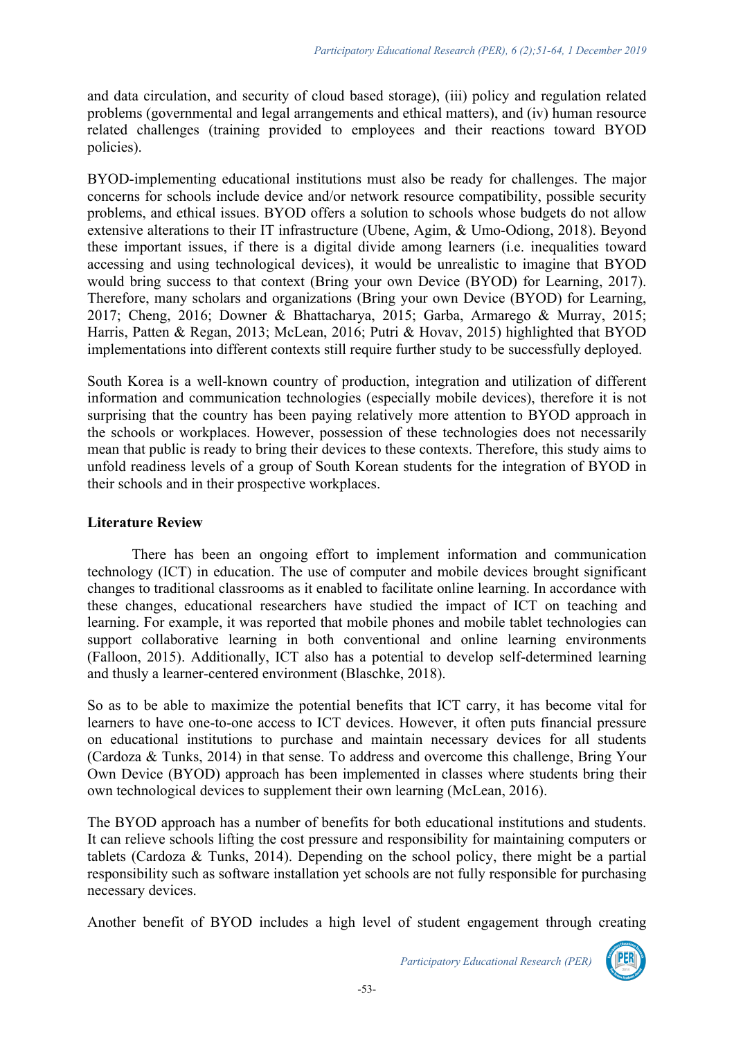and data circulation, and security of cloud based storage), (iii) policy and regulation related problems (governmental and legal arrangements and ethical matters), and (iv) human resource related challenges (training provided to employees and their reactions toward BYOD policies).

BYOD-implementing educational institutions must also be ready for challenges. The major concerns for schools include device and/or network resource compatibility, possible security problems, and ethical issues. BYOD offers a solution to schools whose budgets do not allow extensive alterations to their IT infrastructure (Ubene, Agim, & Umo-Odiong, 2018). Beyond these important issues, if there is a digital divide among learners (i.e. inequalities toward accessing and using technological devices), it would be unrealistic to imagine that BYOD would bring success to that context (Bring your own Device (BYOD) for Learning, 2017). Therefore, many scholars and organizations (Bring your own Device (BYOD) for Learning, 2017; Cheng, 2016; Downer & Bhattacharya, 2015; Garba, Armarego & Murray, 2015; Harris, Patten & Regan, 2013; McLean, 2016; Putri & Hovav, 2015) highlighted that BYOD implementations into different contexts still require further study to be successfully deployed.

South Korea is a well-known country of production, integration and utilization of different information and communication technologies (especially mobile devices), therefore it is not surprising that the country has been paying relatively more attention to BYOD approach in the schools or workplaces. However, possession of these technologies does not necessarily mean that public is ready to bring their devices to these contexts. Therefore, this study aims to unfold readiness levels of a group of South Korean students for the integration of BYOD in their schools and in their prospective workplaces.

## Literature Review

There has been an ongoing effort to implement information and communication technology (ICT) in education. The use of computer and mobile devices brought significant changes to traditional classrooms as it enabled to facilitate online learning. In accordance with these changes, educational researchers have studied the impact of ICT on teaching and learning. For example, it was reported that mobile phones and mobile tablet technologies can support collaborative learning in both conventional and online learning environments (Falloon, 2015). Additionally, ICT also has a potential to develop self-determined learning and thusly a learner-centered environment (Blaschke, 2018).

So as to be able to maximize the potential benefits that ICT carry, it has become vital for learners to have one-to-one access to ICT devices. However, it often puts financial pressure on educational institutions to purchase and maintain necessary devices for all students (Cardoza & Tunks, 2014) in that sense. To address and overcome this challenge, Bring Your Own Device (BYOD) approach has been implemented in classes where students bring their own technological devices to supplement their own learning (McLean, 2016).

The BYOD approach has a number of benefits for both educational institutions and students. It can relieve schools lifting the cost pressure and responsibility for maintaining computers or tablets (Cardoza & Tunks, 2014). Depending on the school policy, there might be a partial responsibility such as software installation yet schools are not fully responsible for purchasing necessary devices.

Another benefit of BYOD includes a high level of student engagement through creating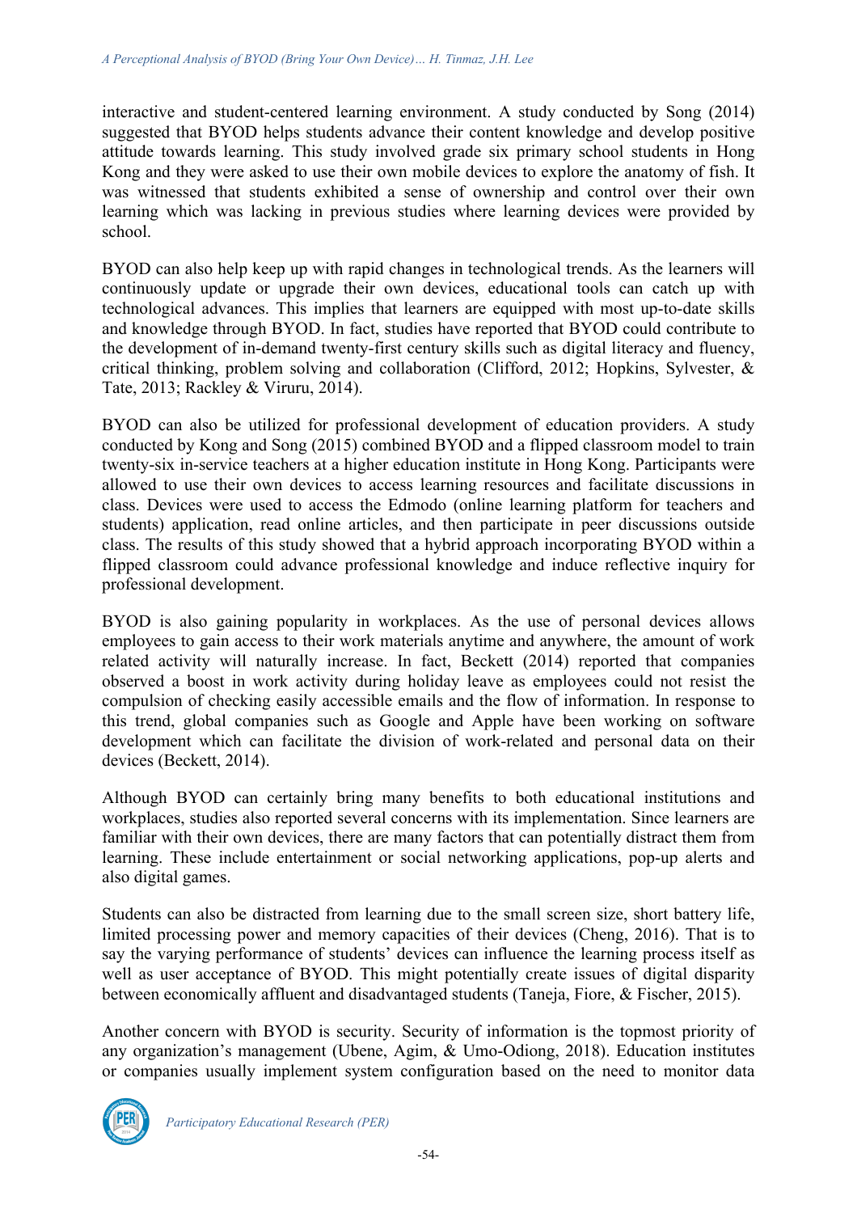interactive and student-centered learning environment. A study conducted by Song (2014) suggested that BYOD helps students advance their content knowledge and develop positive attitude towards learning. This study involved grade six primary school students in Hong Kong and they were asked to use their own mobile devices to explore the anatomy of fish. It was witnessed that students exhibited a sense of ownership and control over their own learning which was lacking in previous studies where learning devices were provided by school.

BYOD can also help keep up with rapid changes in technological trends. As the learners will continuously update or upgrade their own devices, educational tools can catch up with technological advances. This implies that learners are equipped with most up-to-date skills and knowledge through BYOD. In fact, studies have reported that BYOD could contribute to the development of in-demand twenty-first century skills such as digital literacy and fluency, critical thinking, problem solving and collaboration (Clifford, 2012; Hopkins, Sylvester, & Tate, 2013; Rackley & Viruru, 2014).

BYOD can also be utilized for professional development of education providers. A study conducted by Kong and Song (2015) combined BYOD and a flipped classroom model to train twenty-six in-service teachers at a higher education institute in Hong Kong. Participants were allowed to use their own devices to access learning resources and facilitate discussions in class. Devices were used to access the Edmodo (online learning platform for teachers and students) application, read online articles, and then participate in peer discussions outside class. The results of this study showed that a hybrid approach incorporating BYOD within a flipped classroom could advance professional knowledge and induce reflective inquiry for professional development.

BYOD is also gaining popularity in workplaces. As the use of personal devices allows employees to gain access to their work materials anytime and anywhere, the amount of work related activity will naturally increase. In fact, Beckett (2014) reported that companies observed a boost in work activity during holiday leave as employees could not resist the compulsion of checking easily accessible emails and the flow of information. In response to this trend, global companies such as Google and Apple have been working on software development which can facilitate the division of work-related and personal data on their devices (Beckett, 2014).

Although BYOD can certainly bring many benefits to both educational institutions and workplaces, studies also reported several concerns with its implementation. Since learners are familiar with their own devices, there are many factors that can potentially distract them from learning. These include entertainment or social networking applications, pop-up alerts and also digital games.

Students can also be distracted from learning due to the small screen size, short battery life, limited processing power and memory capacities of their devices (Cheng, 2016). That is to say the varying performance of students' devices can influence the learning process itself as well as user acceptance of BYOD. This might potentially create issues of digital disparity between economically affluent and disadvantaged students (Taneja, Fiore, & Fischer, 2015).

Another concern with BYOD is security. Security of information is the topmost priority of any organization's management (Ubene, Agim, & Umo-Odiong, 2018). Education institutes or companies usually implement system configuration based on the need to monitor data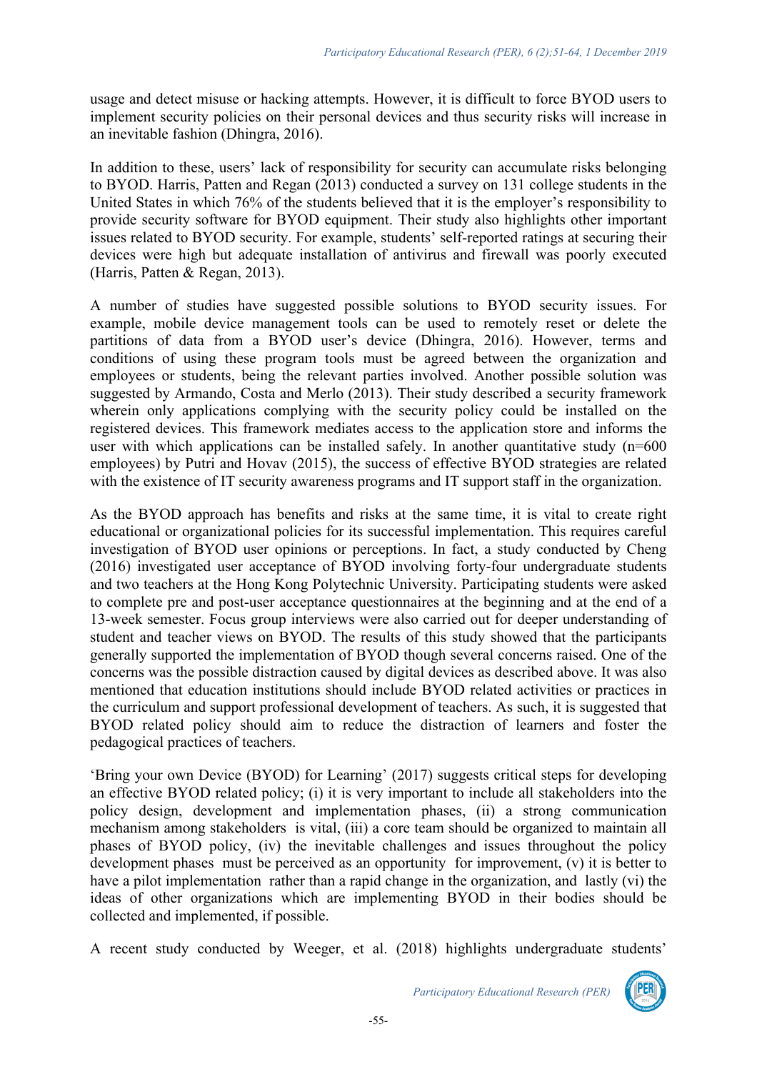usage and detect misuse or hacking attempts. However, it is difficult to force BYOD users to implement security policies on their personal devices and thus security risks will increase in an inevitable fashion (Dhingra, 2016).

In addition to these, users' lack of responsibility for security can accumulate risks belonging to BYOD. Harris, Patten and Regan (2013) conducted a survey on 131 college students in the United States in which 76% of the students believed that it is the employer's responsibility to provide security software for BYOD equipment. Their study also highlights other important issues related to BYOD security. For example, students' self-reported ratings at securing their devices were high but adequate installation of antivirus and firewall was poorly executed (Harris, Patten & Regan, 2013).

A number of studies have suggested possible solutions to BYOD security issues. For example, mobile device management tools can be used to remotely reset or delete the partitions of data from a BYOD user's device (Dhingra, 2016). However, terms and conditions of using these program tools must be agreed between the organization and employees or students, being the relevant parties involved. Another possible solution was suggested by Armando, Costa and Merlo (2013). Their study described a security framework wherein only applications complying with the security policy could be installed on the registered devices. This framework mediates access to the application store and informs the user with which applications can be installed safely. In another quantitative study (n=600 employees) by Putri and Hovav (2015), the success of effective BYOD strategies are related with the existence of IT security awareness programs and IT support staff in the organization.

As the BYOD approach has benefits and risks at the same time, it is vital to create right educational or organizational policies for its successful implementation. This requires careful investigation of BYOD user opinions or perceptions. In fact, a study conducted by Cheng (2016) investigated user acceptance of BYOD involving forty-four undergraduate students and two teachers at the Hong Kong Polytechnic University. Participating students were asked to complete pre and post-user acceptance questionnaires at the beginning and at the end of a 13-week semester. Focus group interviews were also carried out for deeper understanding of student and teacher views on BYOD. The results of this study showed that the participants generally supported the implementation of BYOD though several concerns raised. One of the concerns was the possible distraction caused by digital devices as described above. It was also mentioned that education institutions should include BYOD related activities or practices in the curriculum and support professional development of teachers. As such, it is suggested that BYOD related policy should aim to reduce the distraction of learners and foster the pedagogical practices of teachers.

'Bring your own Device (BYOD) for Learning' (2017) suggests critical steps for developing an effective BYOD related policy; (i) it is very important to include all stakeholders into the policy design, development and implementation phases, (ii) a strong communication mechanism among stakeholders is vital, (iii) a core team should be organized to maintain all phases of BYOD policy, (iv) the inevitable challenges and issues throughout the policy development phases must be perceived as an opportunity for improvement, (v) it is better to have a pilot implementation rather than a rapid change in the organization, and lastly (vi) the ideas of other organizations which are implementing BYOD in their bodies should be collected and implemented, if possible.

A recent study conducted by Weeger, et al. (2018) highlights undergraduate students'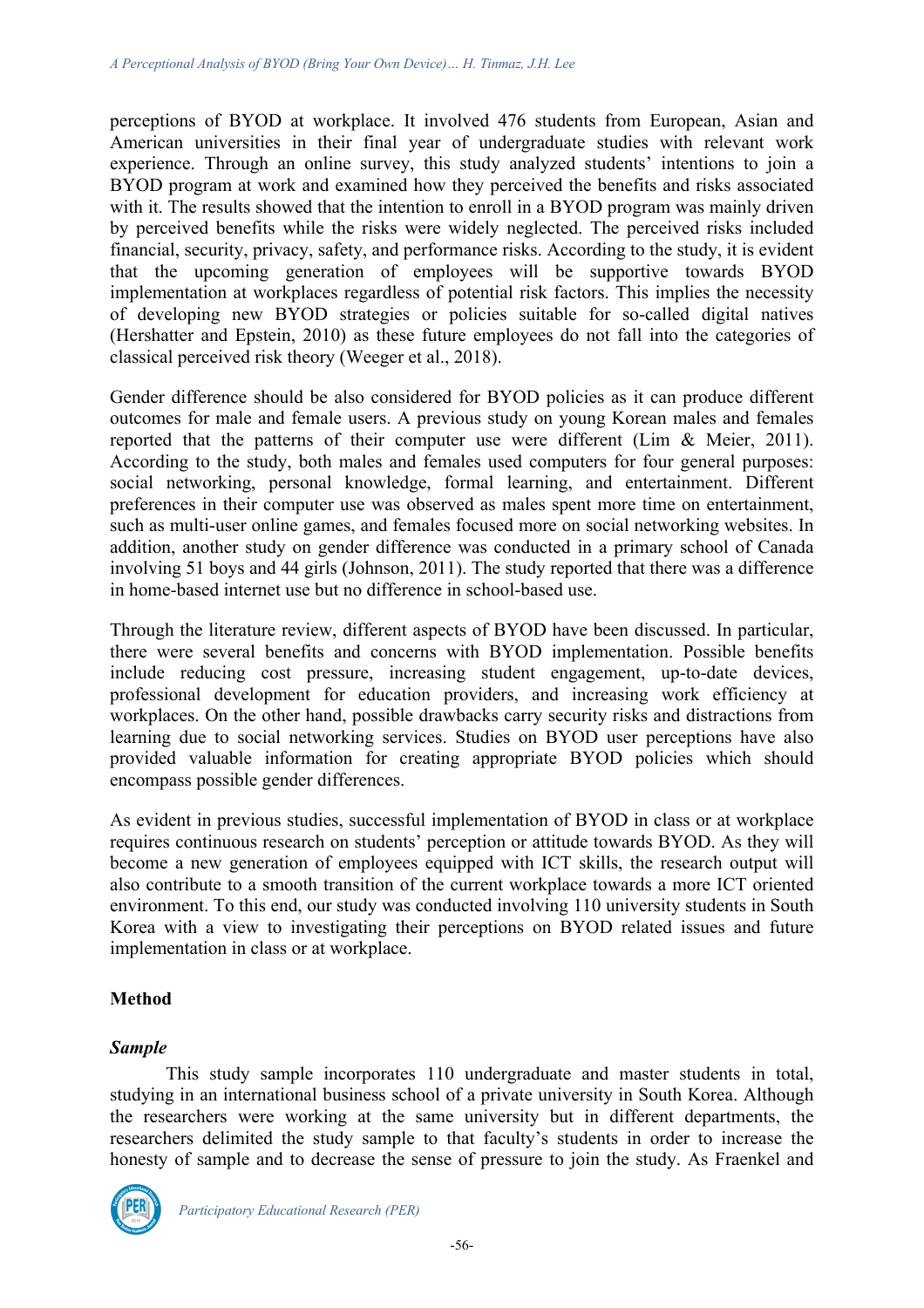perceptions of BYOD at workplace. It involved 476 students from European, Asian and American universities in their final year of undergraduate studies with relevant work experience. Through an online survey, this study analyzed students' intentions to join a BYOD program at work and examined how they perceived the benefits and risks associated with it. The results showed that the intention to enroll in a BYOD program was mainly driven by perceived benefits while the risks were widely neglected. The perceived risks included financial, security, privacy, safety, and performance risks. According to the study, it is evident that the upcoming generation of employees will be supportive towards BYOD implementation at workplaces regardless of potential risk factors. This implies the necessity of developing new BYOD strategies or policies suitable for so-called digital natives (Hershatter and Epstein, 2010) as these future employees do not fall into the categories of classical perceived risk theory (Weeger et al., 2018).

Gender difference should be also considered for BYOD policies as it can produce different outcomes for male and female users. A previous study on young Korean males and females reported that the patterns of their computer use were different (Lim & Meier, 2011). According to the study, both males and females used computers for four general purposes: social networking, personal knowledge, formal learning, and entertainment. Different preferences in their computer use was observed as males spent more time on entertainment, such as multi-user online games, and females focused more on social networking websites. In addition, another study on gender difference was conducted in a primary school of Canada involving 51 boys and 44 girls (Johnson, 2011). The study reported that there was a difference in home-based internet use but no difference in school-based use.

Through the literature review, different aspects of BYOD have been discussed. In particular, there were several benefits and concerns with BYOD implementation. Possible benefits include reducing cost pressure, increasing student engagement, up-to-date devices, professional development for education providers, and increasing work efficiency at workplaces. On the other hand, possible drawbacks carry security risks and distractions from learning due to social networking services. Studies on BYOD user perceptions have also provided valuable information for creating appropriate BYOD policies which should encompass possible gender differences.

As evident in previous studies, successful implementation of BYOD in class or at workplace requires continuous research on students' perception or attitude towards BYOD. As they will become a new generation of employees equipped with ICT skills, the research output will also contribute to a smooth transition of the current workplace towards a more ICT oriented environment. To this end, our study was conducted involving 110 university students in South Korea with a view to investigating their perceptions on BYOD related issues and future implementation in class or at workplace.

## Method

### *Sample*

This study sample incorporates 110 undergraduate and master students in total, studying in an international business school of a private university in South Korea. Although the researchers were working at the same university but in different departments, the researchers delimited the study sample to that faculty's students in order to increase the honesty of sample and to decrease the sense of pressure to join the study. As Fraenkel and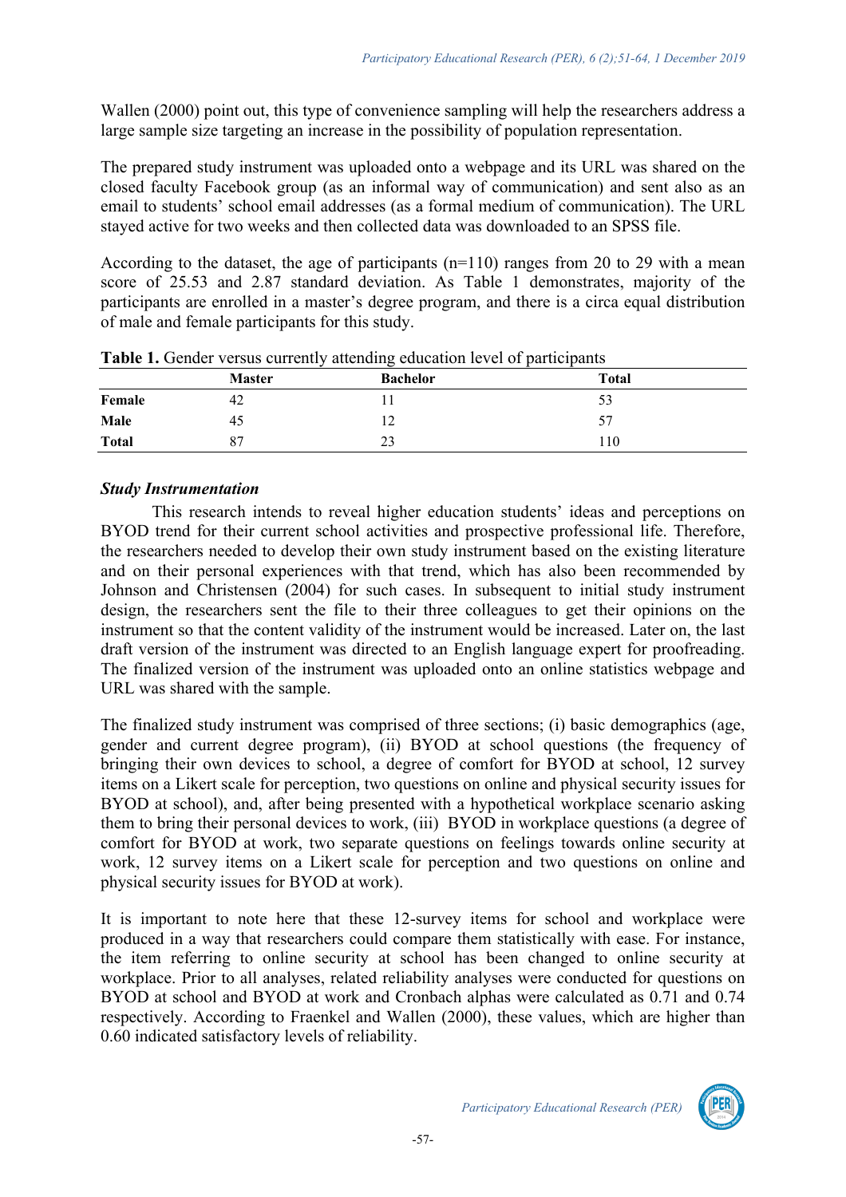Wallen (2000) point out, this type of convenience sampling will help the researchers address a large sample size targeting an increase in the possibility of population representation.

The prepared study instrument was uploaded onto a webpage and its URL was shared on the closed faculty Facebook group (as an informal way of communication) and sent also as an email to students' school email addresses (as a formal medium of communication). The URL stayed active for two weeks and then collected data was downloaded to an SPSS file.

According to the dataset, the age of participants (n=110) ranges from 20 to 29 with a mean score of 25.53 and 2.87 standard deviation. As Table 1 demonstrates, majority of the participants are enrolled in a master's degree program, and there is a circa equal distribution of male and female participants for this study.

**Table 1.** Gender versus currently attending education level of participants

| | Master | Bachelor | Total |
|---|---|---|---|
| **Female** | 42 | 11 | 53 |
| **Male** | 45 | 12 | 57 |
| **Total** | 87 | 23 | 110 |

### *Study Instrumentation*

This research intends to reveal higher education students' ideas and perceptions on BYOD trend for their current school activities and prospective professional life. Therefore, the researchers needed to develop their own study instrument based on the existing literature and on their personal experiences with that trend, which has also been recommended by Johnson and Christensen (2004) for such cases. In subsequent to initial study instrument design, the researchers sent the file to their three colleagues to get their opinions on the instrument so that the content validity of the instrument would be increased. Later on, the last draft version of the instrument was directed to an English language expert for proofreading. The finalized version of the instrument was uploaded onto an online statistics webpage and URL was shared with the sample.

The finalized study instrument was comprised of three sections; (i) basic demographics (age, gender and current degree program), (ii) BYOD at school questions (the frequency of bringing their own devices to school, a degree of comfort for BYOD at school, 12 survey items on a Likert scale for perception, two questions on online and physical security issues for BYOD at school), and, after being presented with a hypothetical workplace scenario asking them to bring their personal devices to work, (iii) BYOD in workplace questions (a degree of comfort for BYOD at work, two separate questions on feelings towards online security at work, 12 survey items on a Likert scale for perception and two questions on online and physical security issues for BYOD at work).

It is important to note here that these 12-survey items for school and workplace were produced in a way that researchers could compare them statistically with ease. For instance, the item referring to online security at school has been changed to online security at workplace. Prior to all analyses, related reliability analyses were conducted for questions on BYOD at school and BYOD at work and Cronbach alphas were calculated as 0.71 and 0.74 respectively. According to Fraenkel and Wallen (2000), these values, which are higher than 0.60 indicated satisfactory levels of reliability.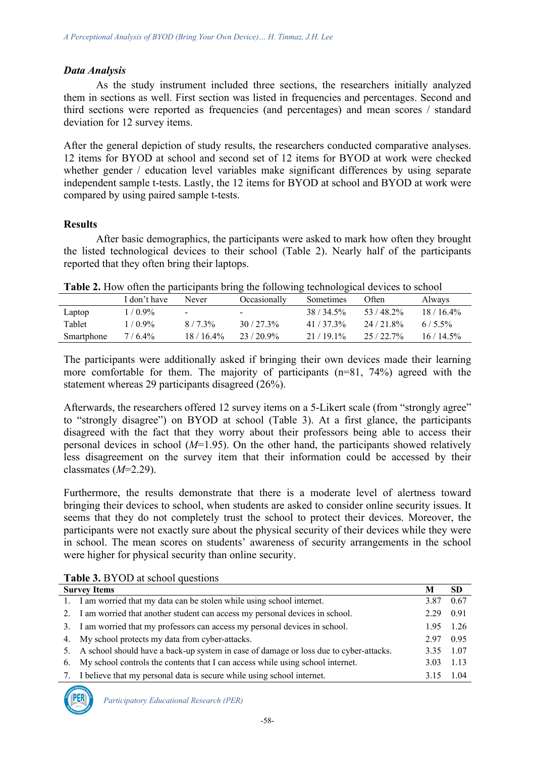### *Data Analysis*

As the study instrument included three sections, the researchers initially analyzed them in sections as well. First section was listed in frequencies and percentages. Second and third sections were reported as frequencies (and percentages) and mean scores / standard deviation for 12 survey items.

After the general depiction of study results, the researchers conducted comparative analyses. 12 items for BYOD at school and second set of 12 items for BYOD at work were checked whether gender / education level variables make significant differences by using separate independent sample t-tests. Lastly, the 12 items for BYOD at school and BYOD at work were compared by using paired sample t-tests.

### **Results**

After basic demographics, the participants were asked to mark how often they brought the listed technological devices to their school (Table 2). Nearly half of the participants reported that they often bring their laptops.

**Table 2.** How often the participants bring the following technological devices to school

| | I don't have | Never | Occasionally | Sometimes | Often | Always |
|---|---|---|---|---|---|---|
| Laptop | 1 / 0.9% | - | - | 38 / 34.5% | 53 / 48.2% | 18 / 16.4% |
| Tablet | 1 / 0.9% | 8 / 7.3% | 30 / 27.3% | 41 / 37.3% | 24 / 21.8% | 6 / 5.5% |
| Smartphone | 7 / 6.4% | 18 / 16.4% | 23 / 20.9% | 21 / 19.1% | 25 / 22.7% | 16 / 14.5% |

The participants were additionally asked if bringing their own devices made their learning more comfortable for them. The majority of participants (n=81, 74%) agreed with the statement whereas 29 participants disagreed (26%).

Afterwards, the researchers offered 12 survey items on a 5-Likert scale (from "strongly agree" to "strongly disagree") on BYOD at school (Table 3). At a first glance, the participants disagreed with the fact that they worry about their professors being able to access their personal devices in school ($M$=1.95). On the other hand, the participants showed relatively less disagreement on the survey item that their information could be accessed by their classmates ($M$=2.29).

Furthermore, the results demonstrate that there is a moderate level of alertness toward bringing their devices to school, when students are asked to consider online security issues. It seems that they do not completely trust the school to protect their devices. Moreover, the participants were not exactly sure about the physical security of their devices while they were in school. The mean scores on students' awareness of security arrangements in the school were higher for physical security than online security.

**Table 3.** BYOD at school questions

| Survey Items | M | SD |
|---|---|---|
| 1. I am worried that my data can be stolen while using school internet. | 3.87 | 0.67 |
| 2. I am worried that another student can access my personal devices in school. | 2.29 | 0.91 |
| 3. I am worried that my professors can access my personal devices in school. | 1.95 | 1.26 |
| 4. My school protects my data from cyber-attacks. | 2.97 | 0.95 |
| 5. A school should have a back-up system in case of damage or loss due to cyber-attacks. | 3.35 | 1.07 |
| 6. My school controls the contents that I can access while using school internet. | 3.03 | 1.13 |
| 7. I believe that my personal data is secure while using school internet. | 3.15 | 1.04 |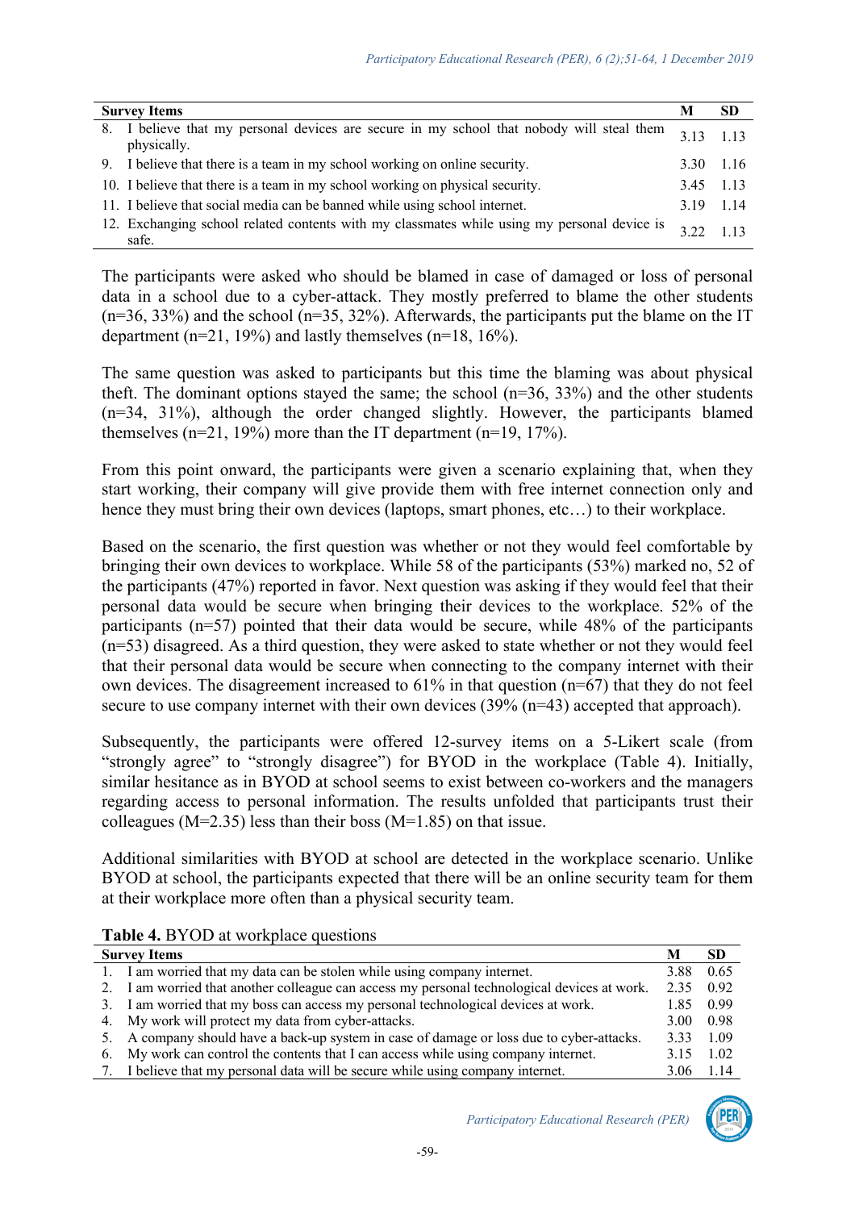| Survey Items | M | SD |
|---|---|---|
| 8. I believe that my personal devices are secure in my school that nobody will steal them physically. | 3.13 | 1.13 |
| 9. I believe that there is a team in my school working on online security. | 3.30 | 1.16 |
| 10. I believe that there is a team in my school working on physical security. | 3.45 | 1.13 |
| 11. I believe that social media can be banned while using school internet. | 3.19 | 1.14 |
| 12. Exchanging school related contents with my classmates while using my personal device is safe. | 3.22 | 1.13 |

The participants were asked who should be blamed in case of damaged or loss of personal data in a school due to a cyber-attack. They mostly preferred to blame the other students (n=36, 33%) and the school (n=35, 32%). Afterwards, the participants put the blame on the IT department (n=21, 19%) and lastly themselves (n=18, 16%).

The same question was asked to participants but this time the blaming was about physical theft. The dominant options stayed the same; the school (n=36, 33%) and the other students (n=34, 31%), although the order changed slightly. However, the participants blamed themselves (n=21, 19%) more than the IT department (n=19, 17%).

From this point onward, the participants were given a scenario explaining that, when they start working, their company will give provide them with free internet connection only and hence they must bring their own devices (laptops, smart phones, etc…) to their workplace.

Based on the scenario, the first question was whether or not they would feel comfortable by bringing their own devices to workplace. While 58 of the participants (53%) marked no, 52 of the participants (47%) reported in favor. Next question was asking if they would feel that their personal data would be secure when bringing their devices to the workplace. 52% of the participants (n=57) pointed that their data would be secure, while 48% of the participants (n=53) disagreed. As a third question, they were asked to state whether or not they would feel that their personal data would be secure when connecting to the company internet with their own devices. The disagreement increased to 61% in that question (n=67) that they do not feel secure to use company internet with their own devices (39% (n=43) accepted that approach).

Subsequently, the participants were offered 12-survey items on a 5-Likert scale (from "strongly agree" to "strongly disagree") for BYOD in the workplace (Table 4). Initially, similar hesitance as in BYOD at school seems to exist between co-workers and the managers regarding access to personal information. The results unfolded that participants trust their colleagues (M=2.35) less than their boss (M=1.85) on that issue.

Additional similarities with BYOD at school are detected in the workplace scenario. Unlike BYOD at school, the participants expected that there will be an online security team for them at their workplace more often than a physical security team.

**Table 4.** BYOD at workplace questions

| Survey Items | M | SD |
|---|---|---|
| 1. I am worried that my data can be stolen while using company internet. | 3.88 | 0.65 |
| 2. I am worried that another colleague can access my personal technological devices at work. | 2.35 | 0.92 |
| 3. I am worried that my boss can access my personal technological devices at work. | 1.85 | 0.99 |
| 4. My work will protect my data from cyber-attacks. | 3.00 | 0.98 |
| 5. A company should have a back-up system in case of damage or loss due to cyber-attacks. | 3.33 | 1.09 |
| 6. My work can control the contents that I can access while using company internet. | 3.15 | 1.02 |
| 7. I believe that my personal data will be secure while using company internet. | 3.06 | 1.14 |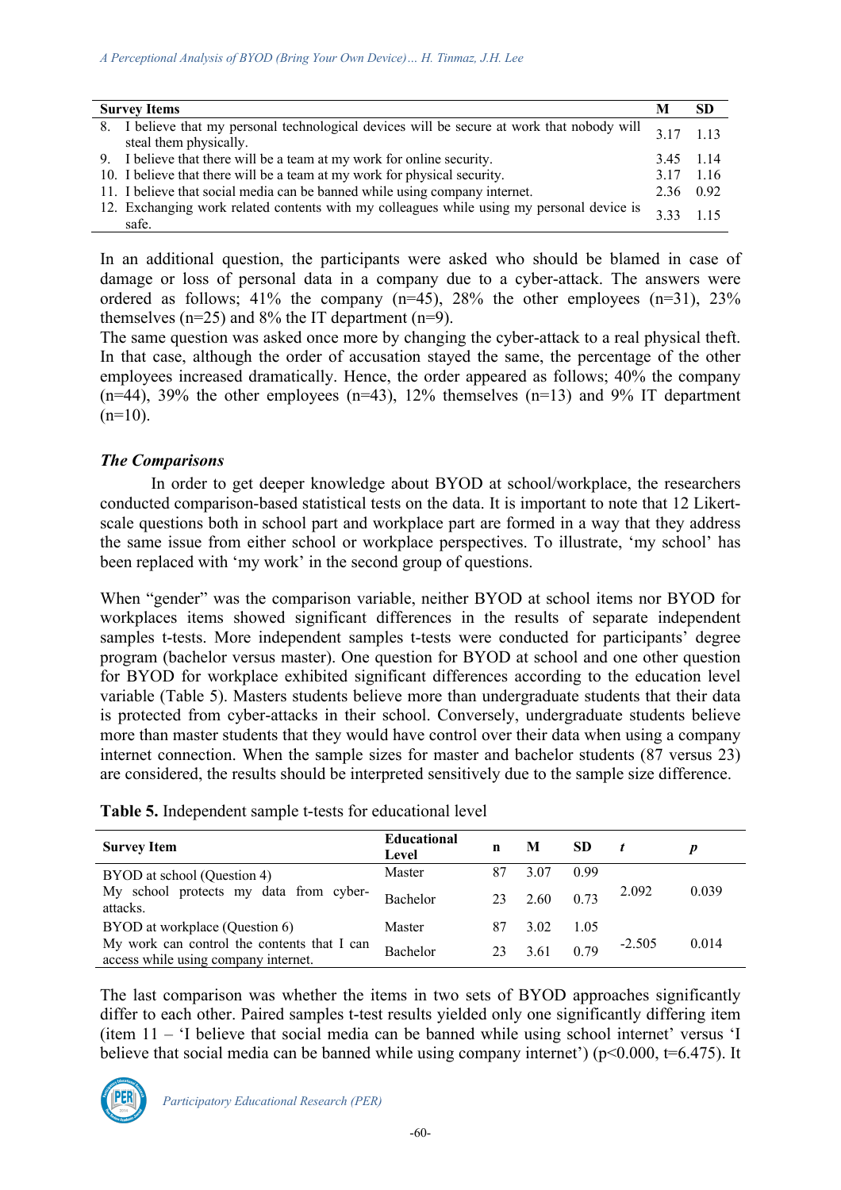| Survey Items | M | SD |
|---|---|---|
| 8. I believe that my personal technological devices will be secure at work that nobody will steal them physically. | 3.17 | 1.13 |
| 9. I believe that there will be a team at my work for online security. | 3.45 | 1.14 |
| 10. I believe that there will be a team at my work for physical security. | 3.17 | 1.16 |
| 11. I believe that social media can be banned while using company internet. | 2.36 | 0.92 |
| 12. Exchanging work related contents with my colleagues while using my personal device is safe. | 3.33 | 1.15 |

In an additional question, the participants were asked who should be blamed in case of damage or loss of personal data in a company due to a cyber-attack. The answers were ordered as follows; 41% the company (n=45), 28% the other employees (n=31), 23% themselves (n=25) and 8% the IT department (n=9).
The same question was asked once more by changing the cyber-attack to a real physical theft. In that case, although the order of accusation stayed the same, the percentage of the other employees increased dramatically. Hence, the order appeared as follows; 40% the company (n=44), 39% the other employees (n=43), 12% themselves (n=13) and 9% IT department (n=10).

### *The Comparisons*

In order to get deeper knowledge about BYOD at school/workplace, the researchers conducted comparison-based statistical tests on the data. It is important to note that 12 Likert-scale questions both in school part and workplace part are formed in a way that they address the same issue from either school or workplace perspectives. To illustrate, 'my school' has been replaced with 'my work' in the second group of questions.

When "gender" was the comparison variable, neither BYOD at school items nor BYOD for workplaces items showed significant differences in the results of separate independent samples t-tests. More independent samples t-tests were conducted for participants' degree program (bachelor versus master). One question for BYOD at school and one other question for BYOD for workplace exhibited significant differences according to the education level variable (Table 5). Masters students believe more than undergraduate students that their data is protected from cyber-attacks in their school. Conversely, undergraduate students believe more than master students that they would have control over their data when using a company internet connection. When the sample sizes for master and bachelor students (87 versus 23) are considered, the results should be interpreted sensitively due to the sample size difference.

**Table 5.** Independent sample t-tests for educational level

| Survey Item | Educational Level | n | M | SD | *t* | *p* |
|---|---|---|---|---|---|---|
| BYOD at school (Question 4) My school protects my data from cyber-attacks. | Master | 87 | 3.07 | 0.99 | 2.092 | 0.039 |
| | Bachelor | 23 | 2.60 | 0.73 | | |
| BYOD at workplace (Question 6) My work can control the contents that I can access while using company internet. | Master | 87 | 3.02 | 1.05 | -2.505 | 0.014 |
| | Bachelor | 23 | 3.61 | 0.79 | | |

The last comparison was whether the items in two sets of BYOD approaches significantly differ to each other. Paired samples t-test results yielded only one significantly differing item (item 11 – 'I believe that social media can be banned while using school internet' versus 'I believe that social media can be banned while using company internet') ($p<0.000$, $t=6.475$). It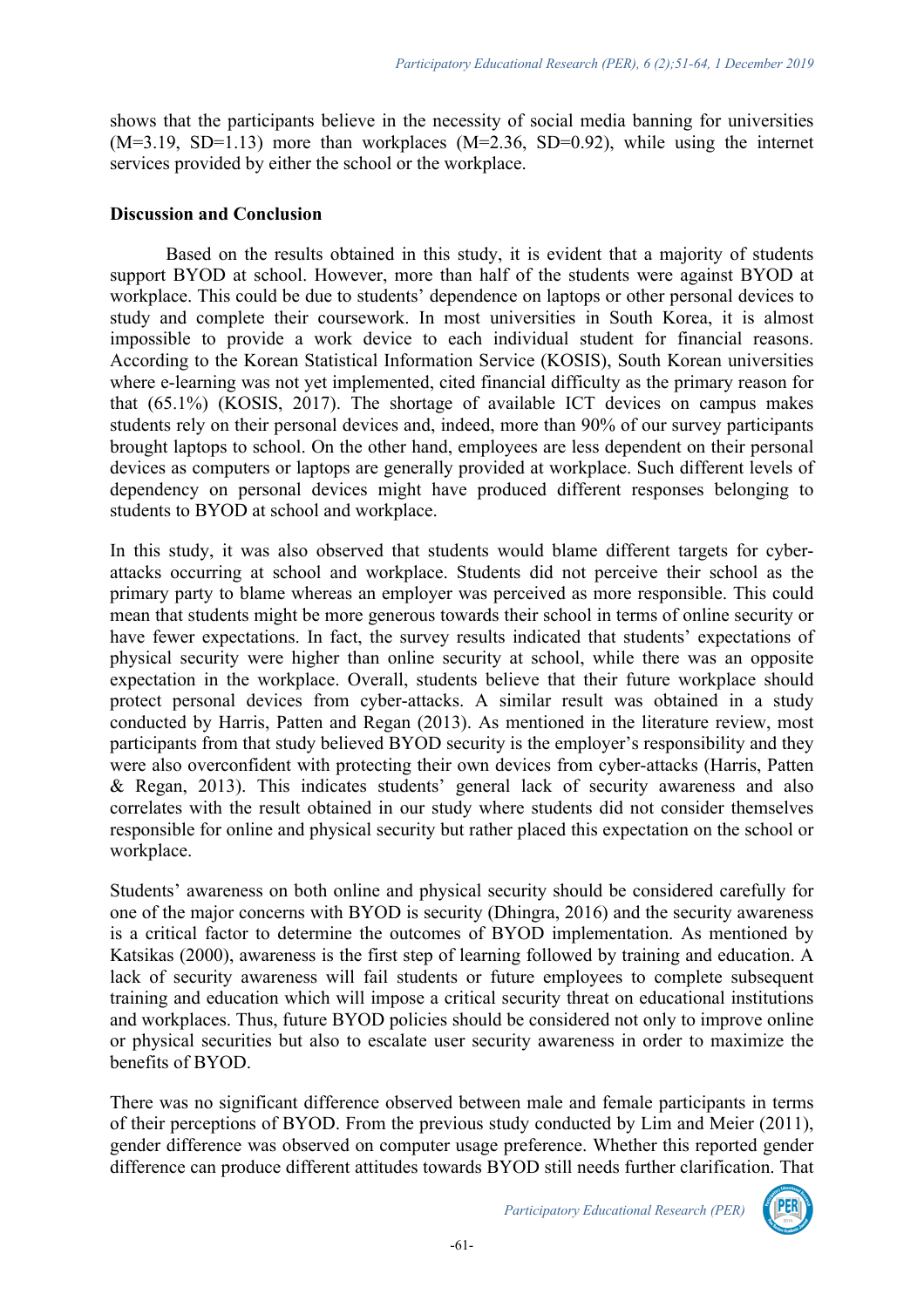shows that the participants believe in the necessity of social media banning for universities (M=3.19, SD=1.13) more than workplaces (M=2.36, SD=0.92), while using the internet services provided by either the school or the workplace.

## Discussion and Conclusion

Based on the results obtained in this study, it is evident that a majority of students support BYOD at school. However, more than half of the students were against BYOD at workplace. This could be due to students' dependence on laptops or other personal devices to study and complete their coursework. In most universities in South Korea, it is almost impossible to provide a work device to each individual student for financial reasons. According to the Korean Statistical Information Service (KOSIS), South Korean universities where e-learning was not yet implemented, cited financial difficulty as the primary reason for that (65.1%) (KOSIS, 2017). The shortage of available ICT devices on campus makes students rely on their personal devices and, indeed, more than 90% of our survey participants brought laptops to school. On the other hand, employees are less dependent on their personal devices as computers or laptops are generally provided at workplace. Such different levels of dependency on personal devices might have produced different responses belonging to students to BYOD at school and workplace.

In this study, it was also observed that students would blame different targets for cyber-attacks occurring at school and workplace. Students did not perceive their school as the primary party to blame whereas an employer was perceived as more responsible. This could mean that students might be more generous towards their school in terms of online security or have fewer expectations. In fact, the survey results indicated that students' expectations of physical security were higher than online security at school, while there was an opposite expectation in the workplace. Overall, students believe that their future workplace should protect personal devices from cyber-attacks. A similar result was obtained in a study conducted by Harris, Patten and Regan (2013). As mentioned in the literature review, most participants from that study believed BYOD security is the employer's responsibility and they were also overconfident with protecting their own devices from cyber-attacks (Harris, Patten & Regan, 2013). This indicates students' general lack of security awareness and also correlates with the result obtained in our study where students did not consider themselves responsible for online and physical security but rather placed this expectation on the school or workplace.

Students' awareness on both online and physical security should be considered carefully for one of the major concerns with BYOD is security (Dhingra, 2016) and the security awareness is a critical factor to determine the outcomes of BYOD implementation. As mentioned by Katsikas (2000), awareness is the first step of learning followed by training and education. A lack of security awareness will fail students or future employees to complete subsequent training and education which will impose a critical security threat on educational institutions and workplaces. Thus, future BYOD policies should be considered not only to improve online or physical securities but also to escalate user security awareness in order to maximize the benefits of BYOD.

There was no significant difference observed between male and female participants in terms of their perceptions of BYOD. From the previous study conducted by Lim and Meier (2011), gender difference was observed on computer usage preference. Whether this reported gender difference can produce different attitudes towards BYOD still needs further clarification. That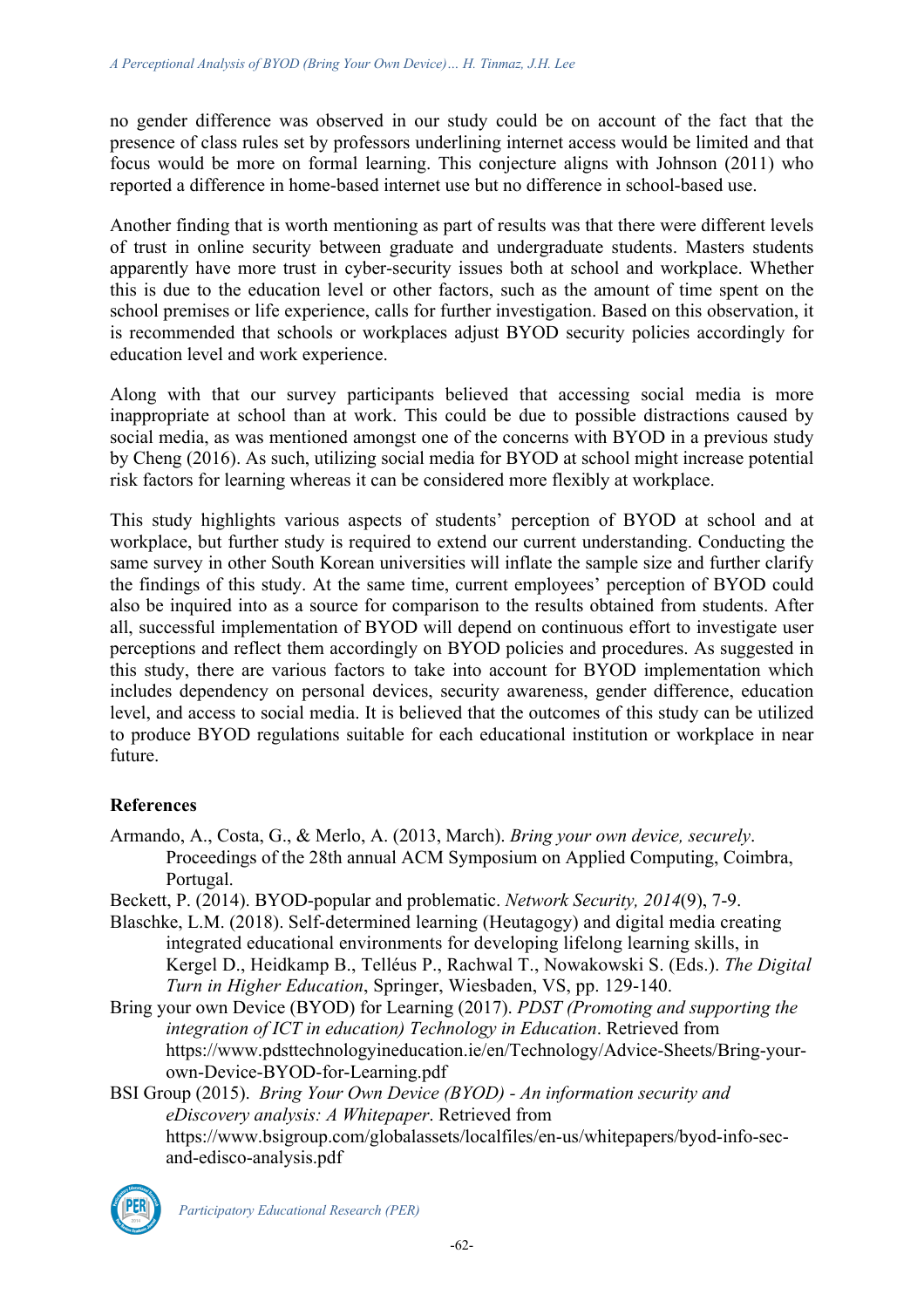no gender difference was observed in our study could be on account of the fact that the presence of class rules set by professors underlining internet access would be limited and that focus would be more on formal learning. This conjecture aligns with Johnson (2011) who reported a difference in home-based internet use but no difference in school-based use.

Another finding that is worth mentioning as part of results was that there were different levels of trust in online security between graduate and undergraduate students. Masters students apparently have more trust in cyber-security issues both at school and workplace. Whether this is due to the education level or other factors, such as the amount of time spent on the school premises or life experience, calls for further investigation. Based on this observation, it is recommended that schools or workplaces adjust BYOD security policies accordingly for education level and work experience.

Along with that our survey participants believed that accessing social media is more inappropriate at school than at work. This could be due to possible distractions caused by social media, as was mentioned amongst one of the concerns with BYOD in a previous study by Cheng (2016). As such, utilizing social media for BYOD at school might increase potential risk factors for learning whereas it can be considered more flexibly at workplace.

This study highlights various aspects of students' perception of BYOD at school and at workplace, but further study is required to extend our current understanding. Conducting the same survey in other South Korean universities will inflate the sample size and further clarify the findings of this study. At the same time, current employees' perception of BYOD could also be inquired into as a source for comparison to the results obtained from students. After all, successful implementation of BYOD will depend on continuous effort to investigate user perceptions and reflect them accordingly on BYOD policies and procedures. As suggested in this study, there are various factors to take into account for BYOD implementation which includes dependency on personal devices, security awareness, gender difference, education level, and access to social media. It is believed that the outcomes of this study can be utilized to produce BYOD regulations suitable for each educational institution or workplace in near future.

## References

Armando, A., Costa, G., & Merlo, A. (2013, March). *Bring your own device, securely*. Proceedings of the 28th annual ACM Symposium on Applied Computing, Coimbra, Portugal.

Beckett, P. (2014). BYOD-popular and problematic. *Network Security, 2014*(9), 7-9.

Blaschke, L.M. (2018). Self-determined learning (Heutagogy) and digital media creating integrated educational environments for developing lifelong learning skills, in Kergel D., Heidkamp B., Telléus P., Rachwal T., Nowakowski S. (Eds.). *The Digital Turn in Higher Education*, Springer, Wiesbaden, VS, pp. 129-140.

Bring your own Device (BYOD) for Learning (2017). *PDST (Promoting and supporting the integration of ICT in education) Technology in Education*. Retrieved from https://www.pdsttechnologyineducation.ie/en/Technology/Advice-Sheets/Bring-your-own-Device-BYOD-for-Learning.pdf

BSI Group (2015). *Bring Your Own Device (BYOD) - An information security and eDiscovery analysis: A Whitepaper*. Retrieved from https://www.bsigroup.com/globalassets/localfiles/en-us/whitepapers/byod-info-sec-and-edisco-analysis.pdf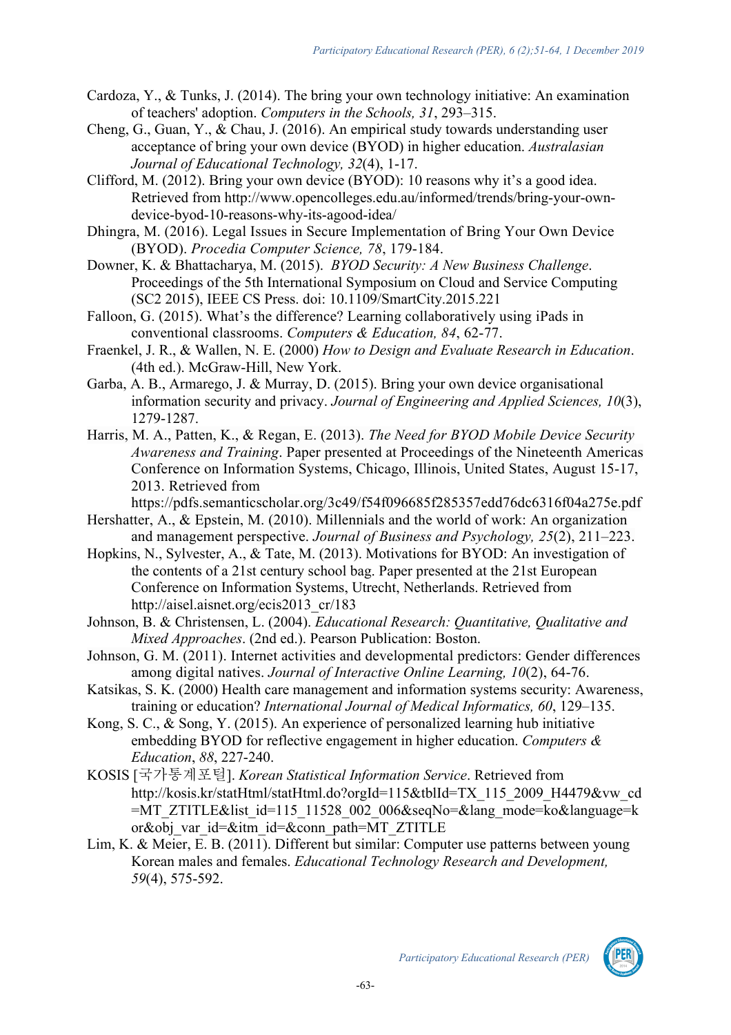Cardoza, Y., & Tunks, J. (2014). The bring your own technology initiative: An examination of teachers' adoption. *Computers in the Schools, 31*, 293–315.

Cheng, G., Guan, Y., & Chau, J. (2016). An empirical study towards understanding user acceptance of bring your own device (BYOD) in higher education. *Australasian Journal of Educational Technology, 32*(4), 1-17.

Clifford, M. (2012). Bring your own device (BYOD): 10 reasons why it's a good idea. Retrieved from http://www.opencolleges.edu.au/informed/trends/bring-your-own-device-byod-10-reasons-why-its-agood-idea/

Dhingra, M. (2016). Legal Issues in Secure Implementation of Bring Your Own Device (BYOD). *Procedia Computer Science, 78*, 179-184.

Downer, K. & Bhattacharya, M. (2015). *BYOD Security: A New Business Challenge*. Proceedings of the 5th International Symposium on Cloud and Service Computing (SC2 2015), IEEE CS Press. doi: 10.1109/SmartCity.2015.221

Falloon, G. (2015). What's the difference? Learning collaboratively using iPads in conventional classrooms. *Computers & Education, 84*, 62-77.

Fraenkel, J. R., & Wallen, N. E. (2000) *How to Design and Evaluate Research in Education*. (4th ed.). McGraw-Hill, New York.

Garba, A. B., Armarego, J. & Murray, D. (2015). Bring your own device organisational information security and privacy. *Journal of Engineering and Applied Sciences, 10*(3), 1279-1287.

Harris, M. A., Patten, K., & Regan, E. (2013). *The Need for BYOD Mobile Device Security Awareness and Training*. Paper presented at Proceedings of the Nineteenth Americas Conference on Information Systems, Chicago, Illinois, United States, August 15-17, 2013. Retrieved from https://pdfs.semanticscholar.org/3c49/f54f096685f285357edd76dc6316f04a275e.pdf

Hershatter, A., & Epstein, M. (2010). Millennials and the world of work: An organization and management perspective. *Journal of Business and Psychology, 25*(2), 211–223.

Hopkins, N., Sylvester, A., & Tate, M. (2013). Motivations for BYOD: An investigation of the contents of a 21st century school bag. Paper presented at the 21st European Conference on Information Systems, Utrecht, Netherlands. Retrieved from http://aisel.aisnet.org/ecis2013_cr/183

Johnson, B. & Christensen, L. (2004). *Educational Research: Quantitative, Qualitative and Mixed Approaches*. (2nd ed.). Pearson Publication: Boston.

Johnson, G. M. (2011). Internet activities and developmental predictors: Gender differences among digital natives. *Journal of Interactive Online Learning, 10*(2), 64-76.

Katsikas, S. K. (2000) Health care management and information systems security: Awareness, training or education? *International Journal of Medical Informatics, 60*, 129–135.

Kong, S. C., & Song, Y. (2015). An experience of personalized learning hub initiative embedding BYOD for reflective engagement in higher education. *Computers & Education*, *88*, 227-240.

KOSIS [국가통계포털]. *Korean Statistical Information Service*. Retrieved from http://kosis.kr/statHtml/statHtml.do?orgId=115&tblId=TX_115_2009_H4479&vw_cd=MT_ZTITLE&list_id=115_11528_002_006&seqNo=&lang_mode=ko&language=kor&obj_var_id=&itm_id=&conn_path=MT_ZTITLE

Lim, K. & Meier, E. B. (2011). Different but similar: Computer use patterns between young Korean males and females. *Educational Technology Research and Development, 59*(4), 575-592.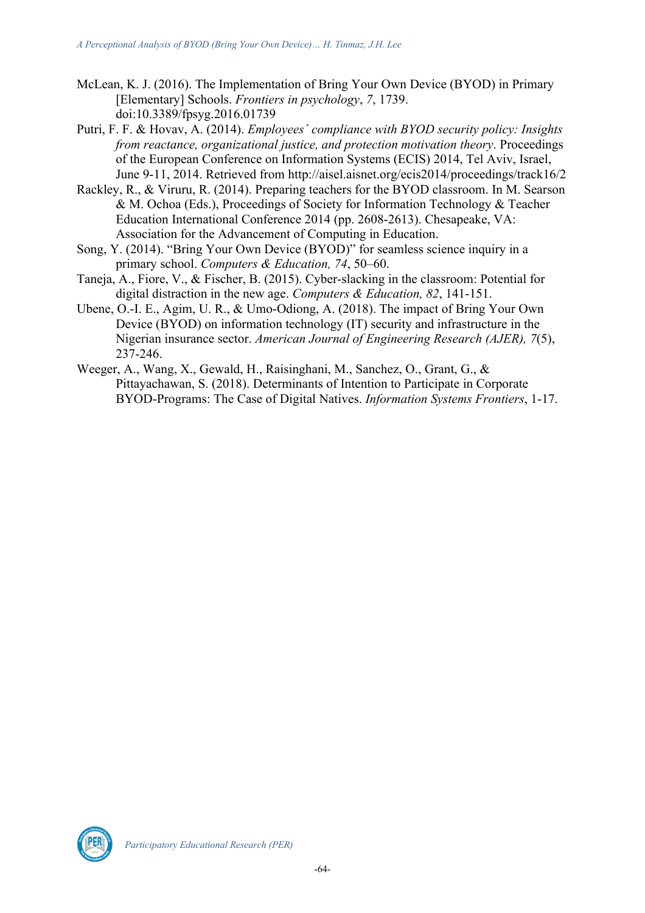McLean, K. J. (2016). The Implementation of Bring Your Own Device (BYOD) in Primary [Elementary] Schools. *Frontiers in psychology*, *7*, 1739. doi:10.3389/fpsyg.2016.01739

Putri, F. F. & Hovav, A. (2014). *Employees´ compliance with BYOD security policy: Insights from reactance, organizational justice, and protection motivation theory*. Proceedings of the European Conference on Information Systems (ECIS) 2014, Tel Aviv, Israel, June 9-11, 2014. Retrieved from http://aisel.aisnet.org/ecis2014/proceedings/track16/2

Rackley, R., & Viruru, R. (2014). Preparing teachers for the BYOD classroom. In M. Searson & M. Ochoa (Eds.), Proceedings of Society for Information Technology & Teacher Education International Conference 2014 (pp. 2608-2613). Chesapeake, VA: Association for the Advancement of Computing in Education.

Song, Y. (2014). "Bring Your Own Device (BYOD)" for seamless science inquiry in a primary school. *Computers & Education, 74*, 50–60.

Taneja, A., Fiore, V., & Fischer, B. (2015). Cyber-slacking in the classroom: Potential for digital distraction in the new age. *Computers & Education, 82*, 141-151.

Ubene, O.-I. E., Agim, U. R., & Umo-Odiong, A. (2018). The impact of Bring Your Own Device (BYOD) on information technology (IT) security and infrastructure in the Nigerian insurance sector. *American Journal of Engineering Research (AJER), 7*(5), 237-246.

Weeger, A., Wang, X., Gewald, H., Raisinghani, M., Sanchez, O., Grant, G., & Pittayachawan, S. (2018). Determinants of Intention to Participate in Corporate BYOD-Programs: The Case of Digital Natives. *Information Systems Frontiers*, 1-17.